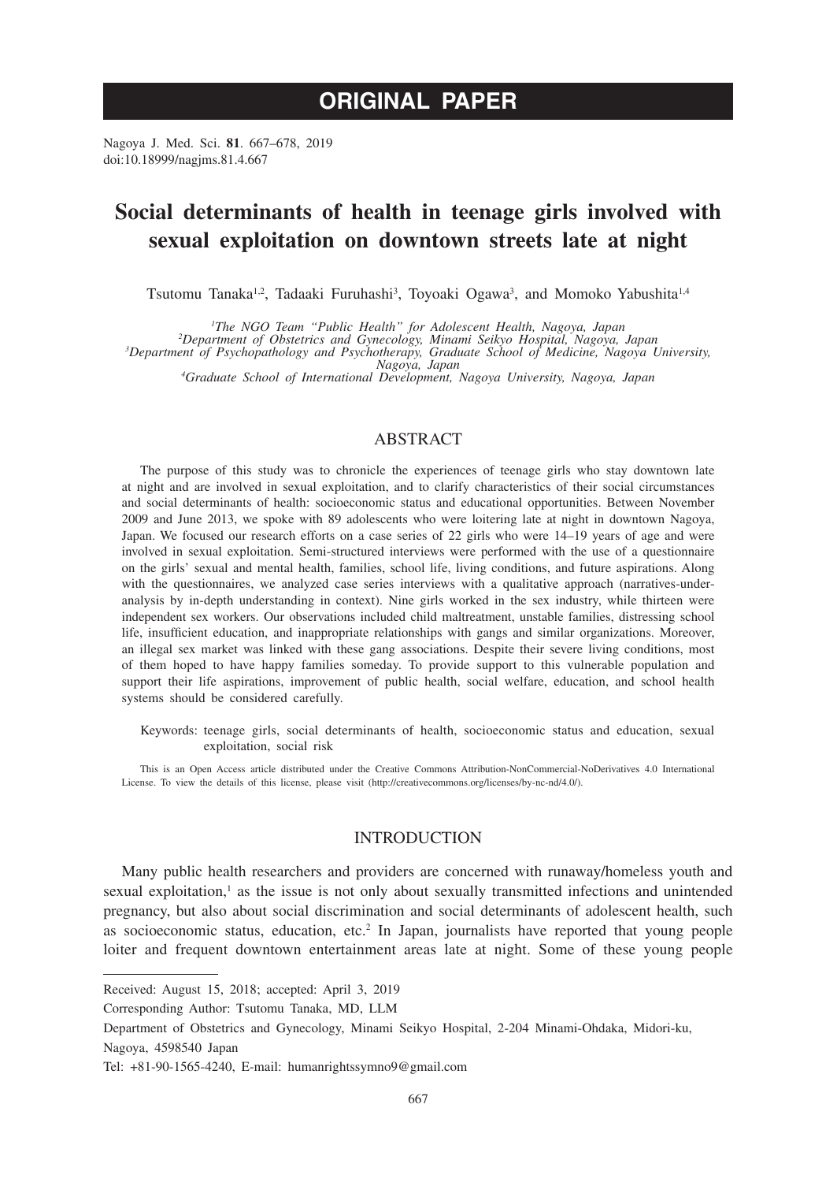# ORIGINAL PAPER

Nagoya J. Med. Sci. **81**. 667–678, 2019
doi:10.18999/nagjms.81.4.667

# Social determinants of health in teenage girls involved with sexual exploitation on downtown streets late at night

Tsutomu Tanaka[1,2], Tadaaki Furuhashi[3], Toyoaki Ogawa[3], and Momoko Yabushita[1,4]

[1]*The NGO Team "Public Health" for Adolescent Health, Nagoya, Japan*
[2]*Department of Obstetrics and Gynecology, Minami Seikyo Hospital, Nagoya, Japan*
[3]*Department of Psychopathology and Psychotherapy, Graduate School of Medicine, Nagoya University, Nagoya, Japan*
[4]*Graduate School of International Development, Nagoya University, Nagoya, Japan*

## ABSTRACT

The purpose of this study was to chronicle the experiences of teenage girls who stay downtown late at night and are involved in sexual exploitation, and to clarify characteristics of their social circumstances and social determinants of health: socioeconomic status and educational opportunities. Between November 2009 and June 2013, we spoke with 89 adolescents who were loitering late at night in downtown Nagoya, Japan. We focused our research efforts on a case series of 22 girls who were 14–19 years of age and were involved in sexual exploitation. Semi-structured interviews were performed with the use of a questionnaire on the girls' sexual and mental health, families, school life, living conditions, and future aspirations. Along with the questionnaires, we analyzed case series interviews with a qualitative approach (narratives-under-analysis by in-depth understanding in context). Nine girls worked in the sex industry, while thirteen were independent sex workers. Our observations included child maltreatment, unstable families, distressing school life, insufficient education, and inappropriate relationships with gangs and similar organizations. Moreover, an illegal sex market was linked with these gang associations. Despite their severe living conditions, most of them hoped to have happy families someday. To provide support to this vulnerable population and support their life aspirations, improvement of public health, social welfare, education, and school health systems should be considered carefully.

Keywords: teenage girls, social determinants of health, socioeconomic status and education, sexual exploitation, social risk

This is an Open Access article distributed under the Creative Commons Attribution-NonCommercial-NoDerivatives 4.0 International License. To view the details of this license, please visit (http://creativecommons.org/licenses/by-nc-nd/4.0/).

## INTRODUCTION

Many public health researchers and providers are concerned with runaway/homeless youth and sexual exploitation,[1] as the issue is not only about sexually transmitted infections and unintended pregnancy, but also about social discrimination and social determinants of adolescent health, such as socioeconomic status, education, etc.[2] In Japan, journalists have reported that young people loiter and frequent downtown entertainment areas late at night. Some of these young people

---

Received: August 15, 2018; accepted: April 3, 2019

Corresponding Author: Tsutomu Tanaka, MD, LLM

Department of Obstetrics and Gynecology, Minami Seikyo Hospital, 2-204 Minami-Ohdaka, Midori-ku, Nagoya, 4598540 Japan

Tel: +81-90-1565-4240, E-mail: humanrightssymno9@gmail.com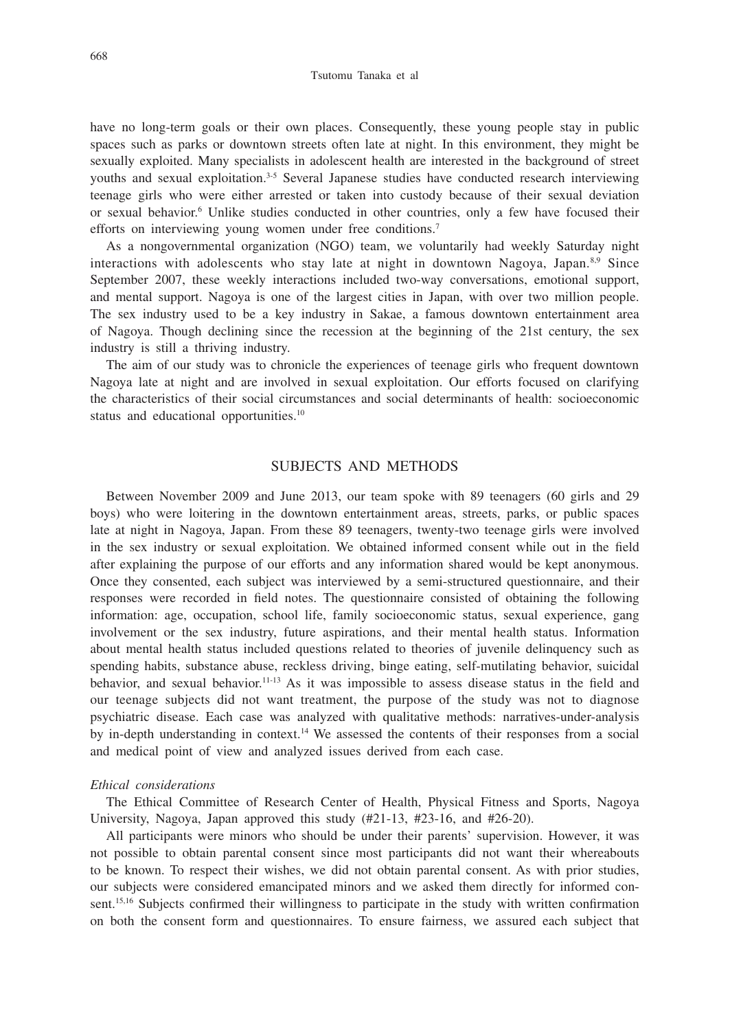have no long-term goals or their own places. Consequently, these young people stay in public spaces such as parks or downtown streets often late at night. In this environment, they might be sexually exploited. Many specialists in adolescent health are interested in the background of street youths and sexual exploitation.[3-5] Several Japanese studies have conducted research interviewing teenage girls who were either arrested or taken into custody because of their sexual deviation or sexual behavior.[6] Unlike studies conducted in other countries, only a few have focused their efforts on interviewing young women under free conditions.[7]

As a nongovernmental organization (NGO) team, we voluntarily had weekly Saturday night interactions with adolescents who stay late at night in downtown Nagoya, Japan.[8,9] Since September 2007, these weekly interactions included two-way conversations, emotional support, and mental support. Nagoya is one of the largest cities in Japan, with over two million people. The sex industry used to be a key industry in Sakae, a famous downtown entertainment area of Nagoya. Though declining since the recession at the beginning of the 21st century, the sex industry is still a thriving industry.

The aim of our study was to chronicle the experiences of teenage girls who frequent downtown Nagoya late at night and are involved in sexual exploitation. Our efforts focused on clarifying the characteristics of their social circumstances and social determinants of health: socioeconomic status and educational opportunities.[10]

## SUBJECTS AND METHODS

Between November 2009 and June 2013, our team spoke with 89 teenagers (60 girls and 29 boys) who were loitering in the downtown entertainment areas, streets, parks, or public spaces late at night in Nagoya, Japan. From these 89 teenagers, twenty-two teenage girls were involved in the sex industry or sexual exploitation. We obtained informed consent while out in the field after explaining the purpose of our efforts and any information shared would be kept anonymous. Once they consented, each subject was interviewed by a semi-structured questionnaire, and their responses were recorded in field notes. The questionnaire consisted of obtaining the following information: age, occupation, school life, family socioeconomic status, sexual experience, gang involvement or the sex industry, future aspirations, and their mental health status. Information about mental health status included questions related to theories of juvenile delinquency such as spending habits, substance abuse, reckless driving, binge eating, self-mutilating behavior, suicidal behavior, and sexual behavior.[11-13] As it was impossible to assess disease status in the field and our teenage subjects did not want treatment, the purpose of the study was not to diagnose psychiatric disease. Each case was analyzed with qualitative methods: narratives-under-analysis by in-depth understanding in context.[14] We assessed the contents of their responses from a social and medical point of view and analyzed issues derived from each case.

### *Ethical considerations*

The Ethical Committee of Research Center of Health, Physical Fitness and Sports, Nagoya University, Nagoya, Japan approved this study (#21-13, #23-16, and #26-20).

All participants were minors who should be under their parents' supervision. However, it was not possible to obtain parental consent since most participants did not want their whereabouts to be known. To respect their wishes, we did not obtain parental consent. As with prior studies, our subjects were considered emancipated minors and we asked them directly for informed consent.[15,16] Subjects confirmed their willingness to participate in the study with written confirmation on both the consent form and questionnaires. To ensure fairness, we assured each subject that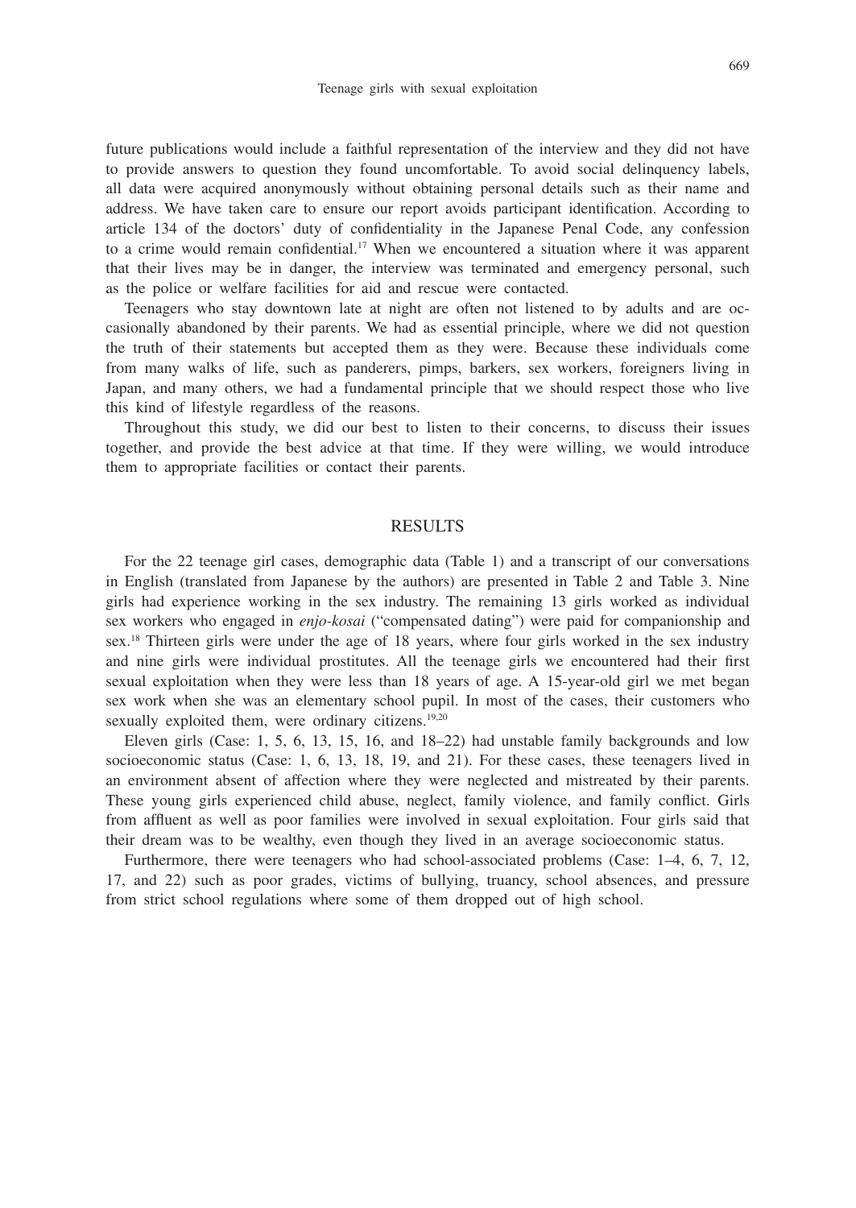future publications would include a faithful representation of the interview and they did not have to provide answers to question they found uncomfortable. To avoid social delinquency labels, all data were acquired anonymously without obtaining personal details such as their name and address. We have taken care to ensure our report avoids participant identification. According to article 134 of the doctors' duty of confidentiality in the Japanese Penal Code, any confession to a crime would remain confidential.[17] When we encountered a situation where it was apparent that their lives may be in danger, the interview was terminated and emergency personal, such as the police or welfare facilities for aid and rescue were contacted.

Teenagers who stay downtown late at night are often not listened to by adults and are occasionally abandoned by their parents. We had as essential principle, where we did not question the truth of their statements but accepted them as they were. Because these individuals come from many walks of life, such as panderers, pimps, barkers, sex workers, foreigners living in Japan, and many others, we had a fundamental principle that we should respect those who live this kind of lifestyle regardless of the reasons.

Throughout this study, we did our best to listen to their concerns, to discuss their issues together, and provide the best advice at that time. If they were willing, we would introduce them to appropriate facilities or contact their parents.

## RESULTS

For the 22 teenage girl cases, demographic data (Table 1) and a transcript of our conversations in English (translated from Japanese by the authors) are presented in Table 2 and Table 3. Nine girls had experience working in the sex industry. The remaining 13 girls worked as individual sex workers who engaged in *enjo-kosai* ("compensated dating") were paid for companionship and sex.[18] Thirteen girls were under the age of 18 years, where four girls worked in the sex industry and nine girls were individual prostitutes. All the teenage girls we encountered had their first sexual exploitation when they were less than 18 years of age. A 15-year-old girl we met began sex work when she was an elementary school pupil. In most of the cases, their customers who sexually exploited them, were ordinary citizens.[19,20]

Eleven girls (Case: 1, 5, 6, 13, 15, 16, and 18–22) had unstable family backgrounds and low socioeconomic status (Case: 1, 6, 13, 18, 19, and 21). For these cases, these teenagers lived in an environment absent of affection where they were neglected and mistreated by their parents. These young girls experienced child abuse, neglect, family violence, and family conflict. Girls from affluent as well as poor families were involved in sexual exploitation. Four girls said that their dream was to be wealthy, even though they lived in an average socioeconomic status.

Furthermore, there were teenagers who had school-associated problems (Case: 1–4, 6, 7, 12, 17, and 22) such as poor grades, victims of bullying, truancy, school absences, and pressure from strict school regulations where some of them dropped out of high school.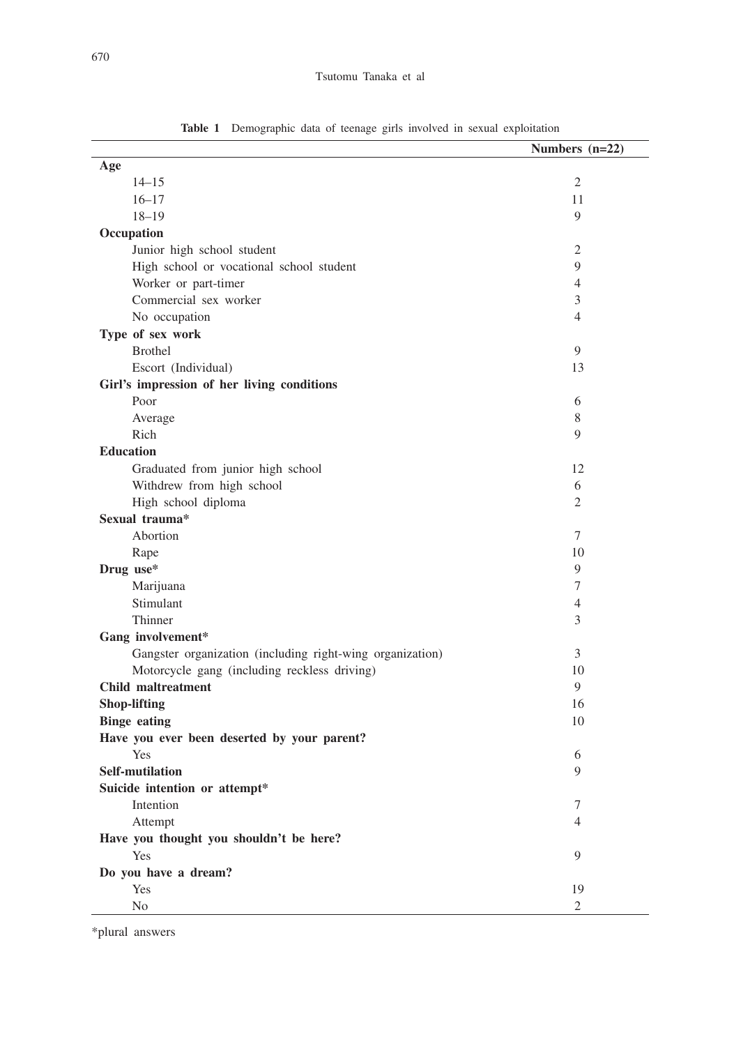**Table 1** Demographic data of teenage girls involved in sexual exploitation

| | Numbers (n=22) |
|---|---|
| **Age** | |
| 14–15 | 2 |
| 16–17 | 11 |
| 18–19 | 9 |
| **Occupation** | |
| Junior high school student | 2 |
| High school or vocational school student | 9 |
| Worker or part-timer | 4 |
| Commercial sex worker | 3 |
| No occupation | 4 |
| **Type of sex work** | |
| Brothel | 9 |
| Escort (Individual) | 13 |
| **Girl's impression of her living conditions** | |
| Poor | 6 |
| Average | 8 |
| Rich | 9 |
| **Education** | |
| Graduated from junior high school | 12 |
| Withdrew from high school | 6 |
| High school diploma | 2 |
| **Sexual trauma*** | |
| Abortion | 7 |
| Rape | 10 |
| **Drug use*** | 9 |
| Marijuana | 7 |
| Stimulant | 4 |
| Thinner | 3 |
| **Gang involvement*** | |
| Gangster organization (including right-wing organization) | 3 |
| Motorcycle gang (including reckless driving) | 10 |
| **Child maltreatment** | 9 |
| **Shop-lifting** | 16 |
| **Binge eating** | 10 |
| **Have you ever been deserted by your parent?** | |
| Yes | 6 |
| **Self-mutilation** | 9 |
| **Suicide intention or attempt*** | |
| Intention | 7 |
| Attempt | 4 |
| **Have you thought you shouldn't be here?** | |
| Yes | 9 |
| **Do you have a dream?** | |
| Yes | 19 |
| No | 2 |

*plural answers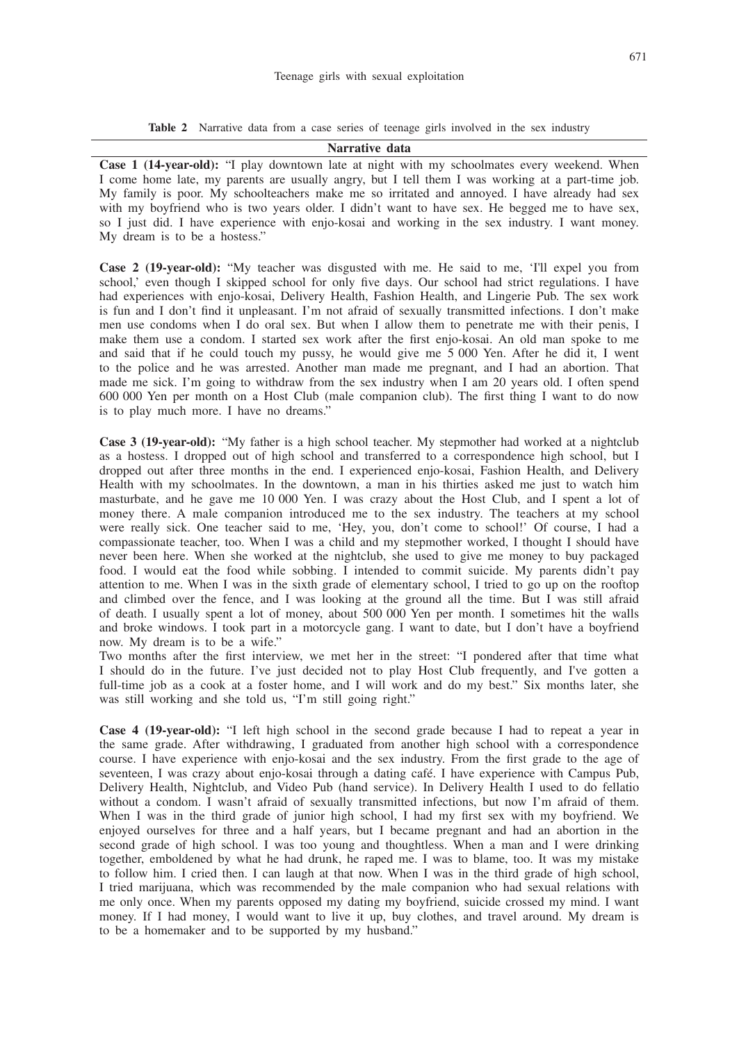**Table 2** Narrative data from a case series of teenage girls involved in the sex industry

| Narrative data |
|---|
| **Case 1 (14-year-old):** "I play downtown late at night with my schoolmates every weekend. When I come home late, my parents are usually angry, but I tell them I was working at a part-time job. My family is poor. My schoolteachers make me so irritated and annoyed. I have already had sex with my boyfriend who is two years older. I didn't want to have sex. He begged me to have sex, so I just did. I have experience with enjo-kosai and working in the sex industry. I want money. My dream is to be a hostess." |
| **Case 2 (19-year-old):** "My teacher was disgusted with me. He said to me, 'I'll expel you from school,' even though I skipped school for only five days. Our school had strict regulations. I have had experiences with enjo-kosai, Delivery Health, Fashion Health, and Lingerie Pub. The sex work is fun and I don't find it unpleasant. I'm not afraid of sexually transmitted infections. I don't make men use condoms when I do oral sex. But when I allow them to penetrate me with their penis, I make them use a condom. I started sex work after the first enjo-kosai. An old man spoke to me and said that if he could touch my pussy, he would give me 5 000 Yen. After he did it, I went to the police and he was arrested. Another man made me pregnant, and I had an abortion. That made me sick. I'm going to withdraw from the sex industry when I am 20 years old. I often spend 600 000 Yen per month on a Host Club (male companion club). The first thing I want to do now is to play much more. I have no dreams." |
| **Case 3 (19-year-old):** "My father is a high school teacher. My stepmother had worked at a nightclub as a hostess. I dropped out of high school and transferred to a correspondence high school, but I dropped out after three months in the end. I experienced enjo-kosai, Fashion Health, and Delivery Health with my schoolmates. In the downtown, a man in his thirties asked me just to watch him masturbate, and he gave me 10 000 Yen. I was crazy about the Host Club, and I spent a lot of money there. A male companion introduced me to the sex industry. The teachers at my school were really sick. One teacher said to me, 'Hey, you, don't come to school!' Of course, I had a compassionate teacher, too. When I was a child and my stepmother worked, I thought I should have never been here. When she worked at the nightclub, she used to give me money to buy packaged food. I would eat the food while sobbing. I intended to commit suicide. My parents didn't pay attention to me. When I was in the sixth grade of elementary school, I tried to go up on the rooftop and climbed over the fence, and I was looking at the ground all the time. But I was still afraid of death. I usually spent a lot of money, about 500 000 Yen per month. I sometimes hit the walls and broke windows. I took part in a motorcycle gang. I want to date, but I don't have a boyfriend now. My dream is to be a wife." Two months after the first interview, we met her in the street: "I pondered after that time what I should do in the future. I've just decided not to play Host Club frequently, and I've gotten a full-time job as a cook at a foster home, and I will work and do my best." Six months later, she was still working and she told us, "I'm still going right." |
| **Case 4 (19-year-old):** "I left high school in the second grade because I had to repeat a year in the same grade. After withdrawing, I graduated from another high school with a correspondence course. I have experience with enjo-kosai and the sex industry. From the first grade to the age of seventeen, I was crazy about enjo-kosai through a dating café. I have experience with Campus Pub, Delivery Health, Nightclub, and Video Pub (hand service). In Delivery Health I used to do fellatio without a condom. I wasn't afraid of sexually transmitted infections, but now I'm afraid of them. When I was in the third grade of junior high school, I had my first sex with my boyfriend. We enjoyed ourselves for three and a half years, but I became pregnant and had an abortion in the second grade of high school. I was too young and thoughtless. When a man and I were drinking together, emboldened by what he had drunk, he raped me. I was to blame, too. It was my mistake to follow him. I cried then. I can laugh at that now. When I was in the third grade of high school, I tried marijuana, which was recommended by the male companion who had sexual relations with me only once. When my parents opposed my dating my boyfriend, suicide crossed my mind. I want money. If I had money, I would want to live it up, buy clothes, and travel around. My dream is to be a homemaker and to be supported by my husband." |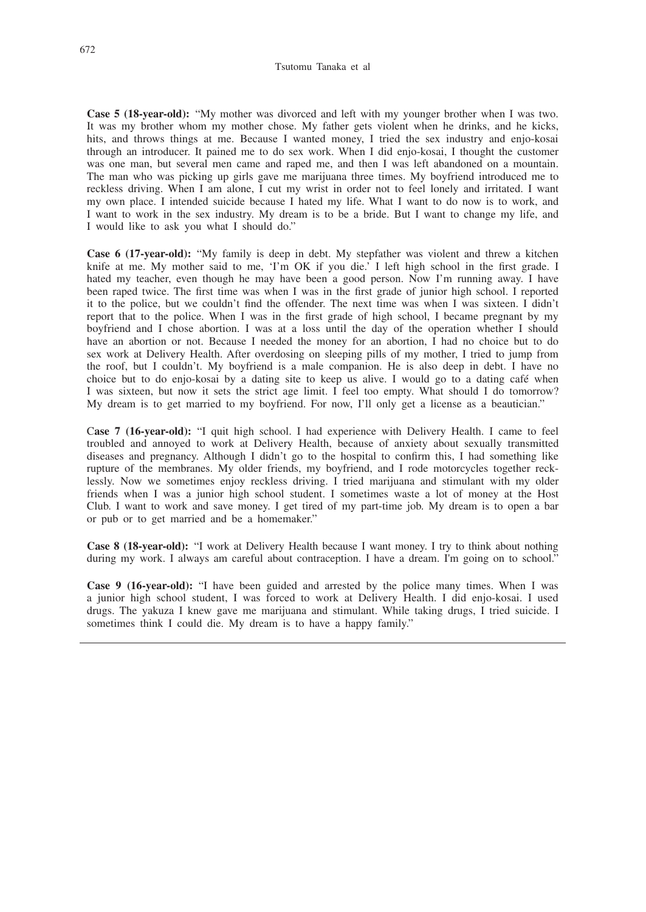**Case 5 (18-year-old):** "My mother was divorced and left with my younger brother when I was two. It was my brother whom my mother chose. My father gets violent when he drinks, and he kicks, hits, and throws things at me. Because I wanted money, I tried the sex industry and enjo-kosai through an introducer. It pained me to do sex work. When I did enjo-kosai, I thought the customer was one man, but several men came and raped me, and then I was left abandoned on a mountain. The man who was picking up girls gave me marijuana three times. My boyfriend introduced me to reckless driving. When I am alone, I cut my wrist in order not to feel lonely and irritated. I want my own place. I intended suicide because I hated my life. What I want to do now is to work, and I want to work in the sex industry. My dream is to be a bride. But I want to change my life, and I would like to ask you what I should do."

**Case 6 (17-year-old):** "My family is deep in debt. My stepfather was violent and threw a kitchen knife at me. My mother said to me, 'I'm OK if you die.' I left high school in the first grade. I hated my teacher, even though he may have been a good person. Now I'm running away. I have been raped twice. The first time was when I was in the first grade of junior high school. I reported it to the police, but we couldn't find the offender. The next time was when I was sixteen. I didn't report that to the police. When I was in the first grade of high school, I became pregnant by my boyfriend and I chose abortion. I was at a loss until the day of the operation whether I should have an abortion or not. Because I needed the money for an abortion, I had no choice but to do sex work at Delivery Health. After overdosing on sleeping pills of my mother, I tried to jump from the roof, but I couldn't. My boyfriend is a male companion. He is also deep in debt. I have no choice but to do enjo-kosai by a dating site to keep us alive. I would go to a dating café when I was sixteen, but now it sets the strict age limit. I feel too empty. What should I do tomorrow? My dream is to get married to my boyfriend. For now, I'll only get a license as a beautician."

**Case 7 (16-year-old):** "I quit high school. I had experience with Delivery Health. I came to feel troubled and annoyed to work at Delivery Health, because of anxiety about sexually transmitted diseases and pregnancy. Although I didn't go to the hospital to confirm this, I had something like rupture of the membranes. My older friends, my boyfriend, and I rode motorcycles together recklessly. Now we sometimes enjoy reckless driving. I tried marijuana and stimulant with my older friends when I was a junior high school student. I sometimes waste a lot of money at the Host Club. I want to work and save money. I get tired of my part-time job. My dream is to open a bar or pub or to get married and be a homemaker."

**Case 8 (18-year-old):** "I work at Delivery Health because I want money. I try to think about nothing during my work. I always am careful about contraception. I have a dream. I'm going on to school."

**Case 9 (16-year-old):** "I have been guided and arrested by the police many times. When I was a junior high school student, I was forced to work at Delivery Health. I did enjo-kosai. I used drugs. The yakuza I knew gave me marijuana and stimulant. While taking drugs, I tried suicide. I sometimes think I could die. My dream is to have a happy family."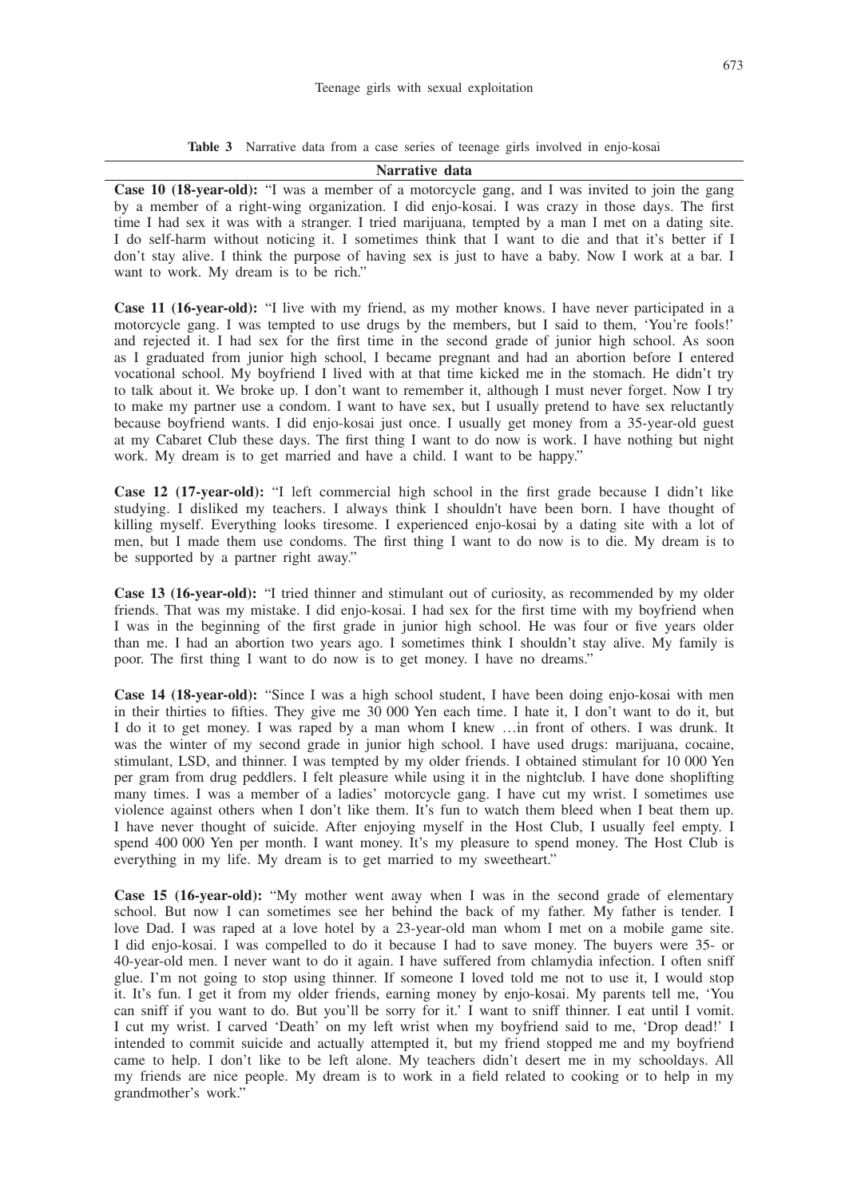**Table 3** Narrative data from a case series of teenage girls involved in enjo-kosai

| Narrative data |
|---|
| **Case 10 (18-year-old):** "I was a member of a motorcycle gang, and I was invited to join the gang by a member of a right-wing organization. I did enjo-kosai. I was crazy in those days. The first time I had sex it was with a stranger. I tried marijuana, tempted by a man I met on a dating site. I do self-harm without noticing it. I sometimes think that I want to die and that it's better if I don't stay alive. I think the purpose of having sex is just to have a baby. Now I work at a bar. I want to work. My dream is to be rich." |
| **Case 11 (16-year-old):** "I live with my friend, as my mother knows. I have never participated in a motorcycle gang. I was tempted to use drugs by the members, but I said to them, 'You're fools!' and rejected it. I had sex for the first time in the second grade of junior high school. As soon as I graduated from junior high school, I became pregnant and had an abortion before I entered vocational school. My boyfriend I lived with at that time kicked me in the stomach. He didn't try to talk about it. We broke up. I don't want to remember it, although I must never forget. Now I try to make my partner use a condom. I want to have sex, but I usually pretend to have sex reluctantly because boyfriend wants. I did enjo-kosai just once. I usually get money from a 35-year-old guest at my Cabaret Club these days. The first thing I want to do now is work. I have nothing but night work. My dream is to get married and have a child. I want to be happy." |
| **Case 12 (17-year-old):** "I left commercial high school in the first grade because I didn't like studying. I disliked my teachers. I always think I shouldn't have been born. I have thought of killing myself. Everything looks tiresome. I experienced enjo-kosai by a dating site with a lot of men, but I made them use condoms. The first thing I want to do now is to die. My dream is to be supported by a partner right away." |
| **Case 13 (16-year-old):** "I tried thinner and stimulant out of curiosity, as recommended by my older friends. That was my mistake. I did enjo-kosai. I had sex for the first time with my boyfriend when I was in the beginning of the first grade in junior high school. He was four or five years older than me. I had an abortion two years ago. I sometimes think I shouldn't stay alive. My family is poor. The first thing I want to do now is to get money. I have no dreams." |
| **Case 14 (18-year-old):** "Since I was a high school student, I have been doing enjo-kosai with men in their thirties to fifties. They give me 30 000 Yen each time. I hate it, I don't want to do it, but I do it to get money. I was raped by a man whom I knew …in front of others. I was drunk. It was the winter of my second grade in junior high school. I have used drugs: marijuana, cocaine, stimulant, LSD, and thinner. I was tempted by my older friends. I obtained stimulant for 10 000 Yen per gram from drug peddlers. I felt pleasure while using it in the nightclub. I have done shoplifting many times. I was a member of a ladies' motorcycle gang. I have cut my wrist. I sometimes use violence against others when I don't like them. It's fun to watch them bleed when I beat them up. I have never thought of suicide. After enjoying myself in the Host Club, I usually feel empty. I spend 400 000 Yen per month. I want money. It's my pleasure to spend money. The Host Club is everything in my life. My dream is to get married to my sweetheart." |
| **Case 15 (16-year-old):** "My mother went away when I was in the second grade of elementary school. But now I can sometimes see her behind the back of my father. My father is tender. I love Dad. I was raped at a love hotel by a 23-year-old man whom I met on a mobile game site. I did enjo-kosai. I was compelled to do it because I had to save money. The buyers were 35- or 40-year-old men. I never want to do it again. I have suffered from chlamydia infection. I often sniff glue. I'm not going to stop using thinner. If someone I loved told me not to use it, I would stop it. It's fun. I get it from my older friends, earning money by enjo-kosai. My parents tell me, 'You can sniff if you want to do. But you'll be sorry for it.' I want to sniff thinner. I eat until I vomit. I cut my wrist. I carved 'Death' on my left wrist when my boyfriend said to me, 'Drop dead!' I intended to commit suicide and actually attempted it, but my friend stopped me and my boyfriend came to help. I don't like to be left alone. My teachers didn't desert me in my schooldays. All my friends are nice people. My dream is to work in a field related to cooking or to help in my grandmother's work." |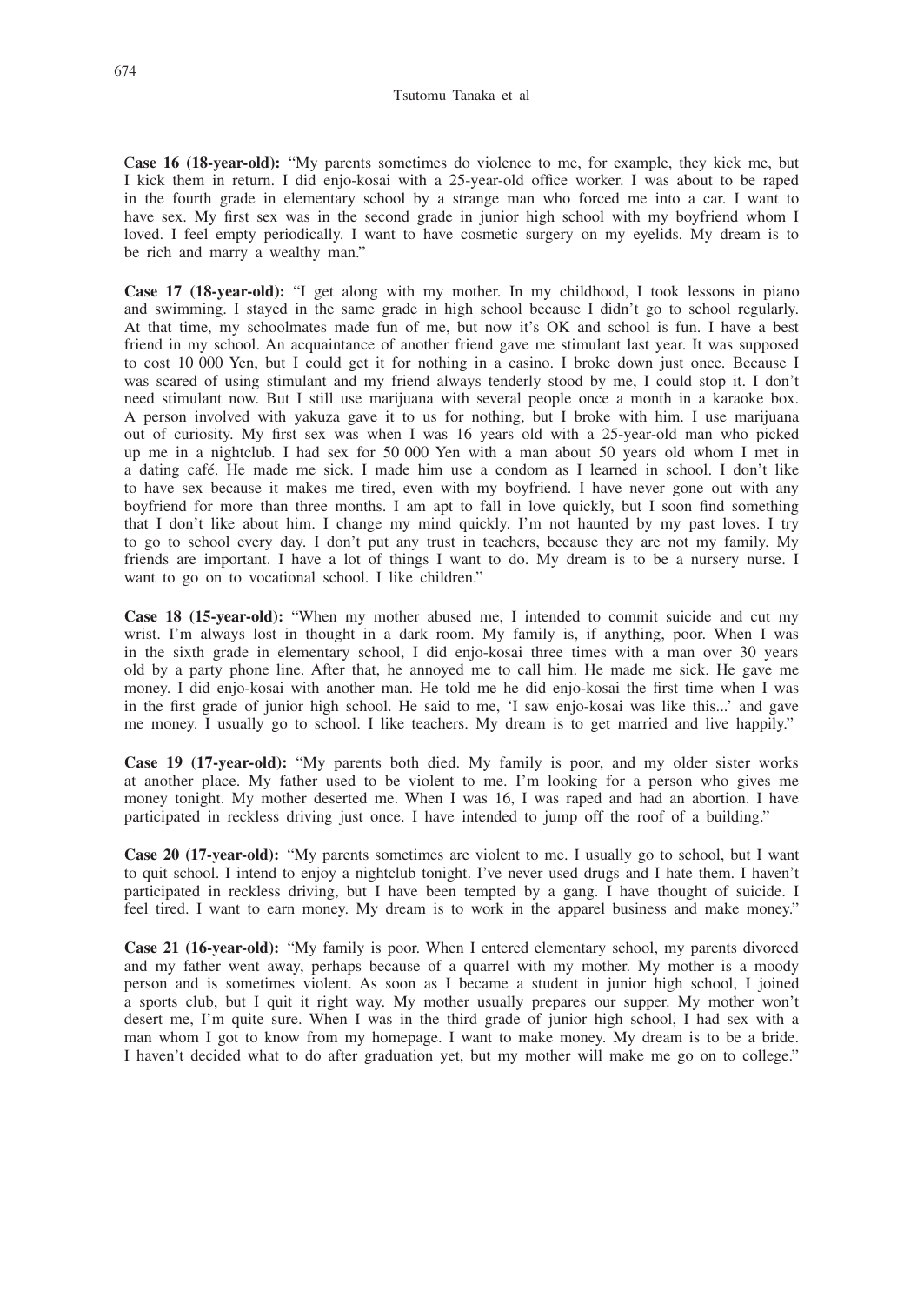**Case 16 (18-year-old):** "My parents sometimes do violence to me, for example, they kick me, but I kick them in return. I did enjo-kosai with a 25-year-old office worker. I was about to be raped in the fourth grade in elementary school by a strange man who forced me into a car. I want to have sex. My first sex was in the second grade in junior high school with my boyfriend whom I loved. I feel empty periodically. I want to have cosmetic surgery on my eyelids. My dream is to be rich and marry a wealthy man."

**Case 17 (18-year-old):** "I get along with my mother. In my childhood, I took lessons in piano and swimming. I stayed in the same grade in high school because I didn't go to school regularly. At that time, my schoolmates made fun of me, but now it's OK and school is fun. I have a best friend in my school. An acquaintance of another friend gave me stimulant last year. It was supposed to cost 10 000 Yen, but I could get it for nothing in a casino. I broke down just once. Because I was scared of using stimulant and my friend always tenderly stood by me, I could stop it. I don't need stimulant now. But I still use marijuana with several people once a month in a karaoke box. A person involved with yakuza gave it to us for nothing, but I broke with him. I use marijuana out of curiosity. My first sex was when I was 16 years old with a 25-year-old man who picked up me in a nightclub. I had sex for 50 000 Yen with a man about 50 years old whom I met in a dating café. He made me sick. I made him use a condom as I learned in school. I don't like to have sex because it makes me tired, even with my boyfriend. I have never gone out with any boyfriend for more than three months. I am apt to fall in love quickly, but I soon find something that I don't like about him. I change my mind quickly. I'm not haunted by my past loves. I try to go to school every day. I don't put any trust in teachers, because they are not my family. My friends are important. I have a lot of things I want to do. My dream is to be a nursery nurse. I want to go on to vocational school. I like children."

**Case 18 (15-year-old):** "When my mother abused me, I intended to commit suicide and cut my wrist. I'm always lost in thought in a dark room. My family is, if anything, poor. When I was in the sixth grade in elementary school, I did enjo-kosai three times with a man over 30 years old by a party phone line. After that, he annoyed me to call him. He made me sick. He gave me money. I did enjo-kosai with another man. He told me he did enjo-kosai the first time when I was in the first grade of junior high school. He said to me, 'I saw enjo-kosai was like this...' and gave me money. I usually go to school. I like teachers. My dream is to get married and live happily."

**Case 19 (17-year-old):** "My parents both died. My family is poor, and my older sister works at another place. My father used to be violent to me. I'm looking for a person who gives me money tonight. My mother deserted me. When I was 16, I was raped and had an abortion. I have participated in reckless driving just once. I have intended to jump off the roof of a building."

**Case 20 (17-year-old):** "My parents sometimes are violent to me. I usually go to school, but I want to quit school. I intend to enjoy a nightclub tonight. I've never used drugs and I hate them. I haven't participated in reckless driving, but I have been tempted by a gang. I have thought of suicide. I feel tired. I want to earn money. My dream is to work in the apparel business and make money."

**Case 21 (16-year-old):** "My family is poor. When I entered elementary school, my parents divorced and my father went away, perhaps because of a quarrel with my mother. My mother is a moody person and is sometimes violent. As soon as I became a student in junior high school, I joined a sports club, but I quit it right way. My mother usually prepares our supper. My mother won't desert me, I'm quite sure. When I was in the third grade of junior high school, I had sex with a man whom I got to know from my homepage. I want to make money. My dream is to be a bride. I haven't decided what to do after graduation yet, but my mother will make me go on to college."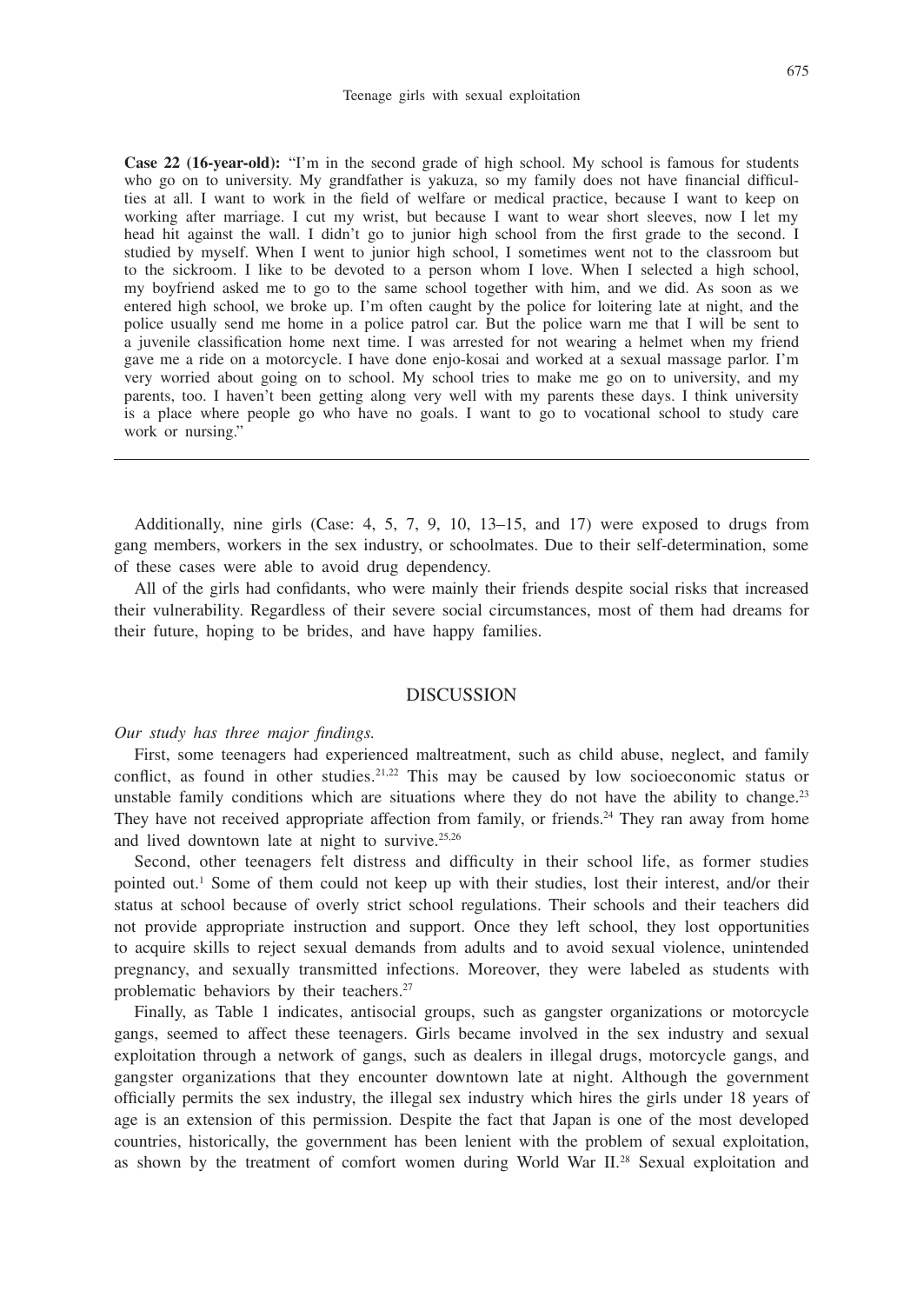**Case 22 (16-year-old):** "I'm in the second grade of high school. My school is famous for students who go on to university. My grandfather is yakuza, so my family does not have financial difficulties at all. I want to work in the field of welfare or medical practice, because I want to keep on working after marriage. I cut my wrist, but because I want to wear short sleeves, now I let my head hit against the wall. I didn't go to junior high school from the first grade to the second. I studied by myself. When I went to junior high school, I sometimes went not to the classroom but to the sickroom. I like to be devoted to a person whom I love. When I selected a high school, my boyfriend asked me to go to the same school together with him, and we did. As soon as we entered high school, we broke up. I'm often caught by the police for loitering late at night, and the police usually send me home in a police patrol car. But the police warn me that I will be sent to a juvenile classification home next time. I was arrested for not wearing a helmet when my friend gave me a ride on a motorcycle. I have done enjo-kosai and worked at a sexual massage parlor. I'm very worried about going on to school. My school tries to make me go on to university, and my parents, too. I haven't been getting along very well with my parents these days. I think university is a place where people go who have no goals. I want to go to vocational school to study care work or nursing."

---

Additionally, nine girls (Case: 4, 5, 7, 9, 10, 13–15, and 17) were exposed to drugs from gang members, workers in the sex industry, or schoolmates. Due to their self-determination, some of these cases were able to avoid drug dependency.

All of the girls had confidants, who were mainly their friends despite social risks that increased their vulnerability. Regardless of their severe social circumstances, most of them had dreams for their future, hoping to be brides, and have happy families.

## DISCUSSION

*Our study has three major findings.*

First, some teenagers had experienced maltreatment, such as child abuse, neglect, and family conflict, as found in other studies.[21,22] This may be caused by low socioeconomic status or unstable family conditions which are situations where they do not have the ability to change.[23] They have not received appropriate affection from family, or friends.[24] They ran away from home and lived downtown late at night to survive.[25,26]

Second, other teenagers felt distress and difficulty in their school life, as former studies pointed out.[1] Some of them could not keep up with their studies, lost their interest, and/or their status at school because of overly strict school regulations. Their schools and their teachers did not provide appropriate instruction and support. Once they left school, they lost opportunities to acquire skills to reject sexual demands from adults and to avoid sexual violence, unintended pregnancy, and sexually transmitted infections. Moreover, they were labeled as students with problematic behaviors by their teachers.[27]

Finally, as Table 1 indicates, antisocial groups, such as gangster organizations or motorcycle gangs, seemed to affect these teenagers. Girls became involved in the sex industry and sexual exploitation through a network of gangs, such as dealers in illegal drugs, motorcycle gangs, and gangster organizations that they encounter downtown late at night. Although the government officially permits the sex industry, the illegal sex industry which hires the girls under 18 years of age is an extension of this permission. Despite the fact that Japan is one of the most developed countries, historically, the government has been lenient with the problem of sexual exploitation, as shown by the treatment of comfort women during World War II.[28] Sexual exploitation and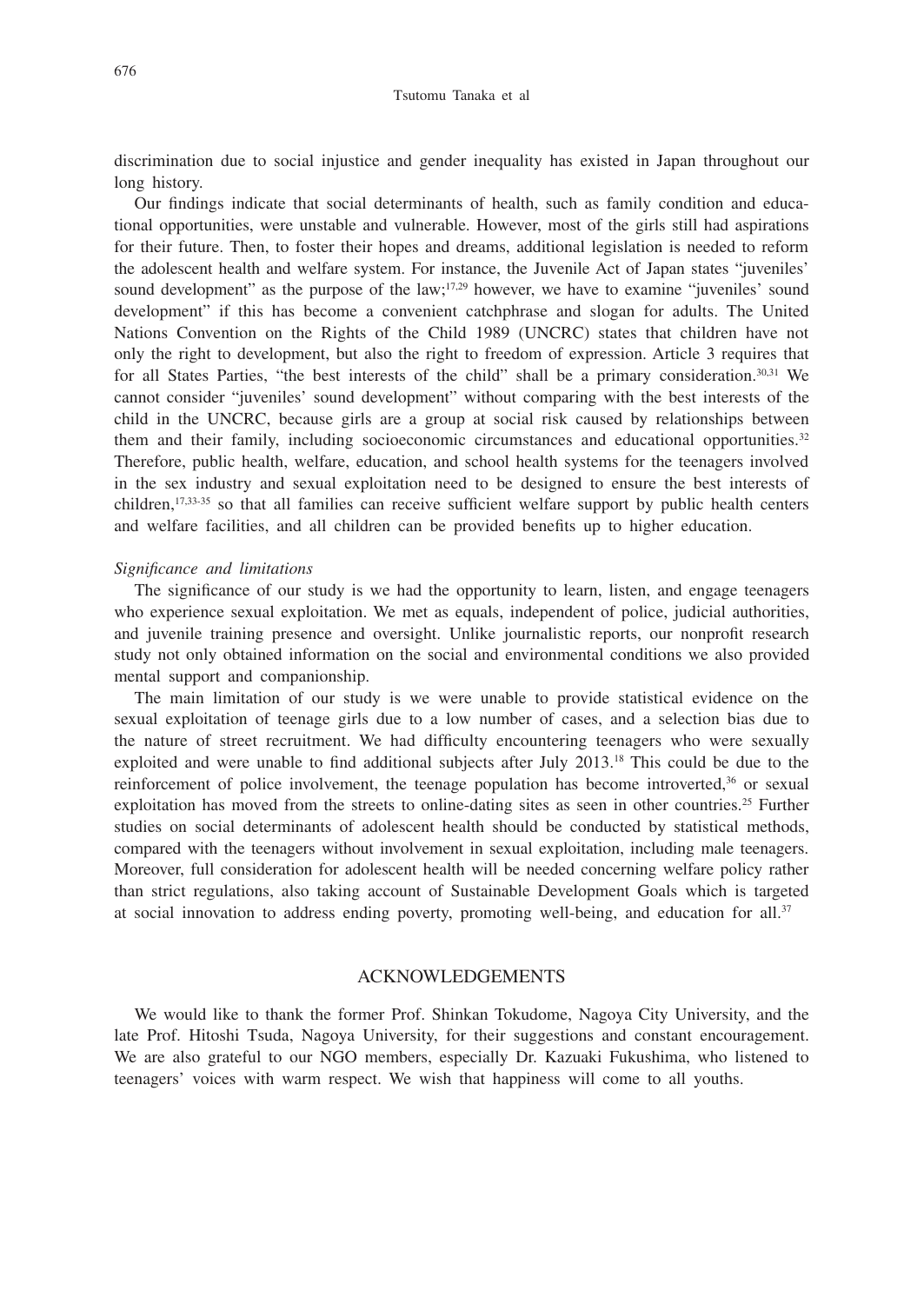discrimination due to social injustice and gender inequality has existed in Japan throughout our long history.

Our findings indicate that social determinants of health, such as family condition and educational opportunities, were unstable and vulnerable. However, most of the girls still had aspirations for their future. Then, to foster their hopes and dreams, additional legislation is needed to reform the adolescent health and welfare system. For instance, the Juvenile Act of Japan states "juveniles' sound development" as the purpose of the law;[17,29] however, we have to examine "juveniles' sound development" if this has become a convenient catchphrase and slogan for adults. The United Nations Convention on the Rights of the Child 1989 (UNCRC) states that children have not only the right to development, but also the right to freedom of expression. Article 3 requires that for all States Parties, "the best interests of the child" shall be a primary consideration.[30,31] We cannot consider "juveniles' sound development" without comparing with the best interests of the child in the UNCRC, because girls are a group at social risk caused by relationships between them and their family, including socioeconomic circumstances and educational opportunities.[32] Therefore, public health, welfare, education, and school health systems for the teenagers involved in the sex industry and sexual exploitation need to be designed to ensure the best interests of children,[17,33-35] so that all families can receive sufficient welfare support by public health centers and welfare facilities, and all children can be provided benefits up to higher education.

*Significance and limitations*

The significance of our study is we had the opportunity to learn, listen, and engage teenagers who experience sexual exploitation. We met as equals, independent of police, judicial authorities, and juvenile training presence and oversight. Unlike journalistic reports, our nonprofit research study not only obtained information on the social and environmental conditions we also provided mental support and companionship.

The main limitation of our study is we were unable to provide statistical evidence on the sexual exploitation of teenage girls due to a low number of cases, and a selection bias due to the nature of street recruitment. We had difficulty encountering teenagers who were sexually exploited and were unable to find additional subjects after July 2013.[18] This could be due to the reinforcement of police involvement, the teenage population has become introverted,[36] or sexual exploitation has moved from the streets to online-dating sites as seen in other countries.[25] Further studies on social determinants of adolescent health should be conducted by statistical methods, compared with the teenagers without involvement in sexual exploitation, including male teenagers. Moreover, full consideration for adolescent health will be needed concerning welfare policy rather than strict regulations, also taking account of Sustainable Development Goals which is targeted at social innovation to address ending poverty, promoting well-being, and education for all.[37]

## ACKNOWLEDGEMENTS

We would like to thank the former Prof. Shinkan Tokudome, Nagoya City University, and the late Prof. Hitoshi Tsuda, Nagoya University, for their suggestions and constant encouragement. We are also grateful to our NGO members, especially Dr. Kazuaki Fukushima, who listened to teenagers' voices with warm respect. We wish that happiness will come to all youths.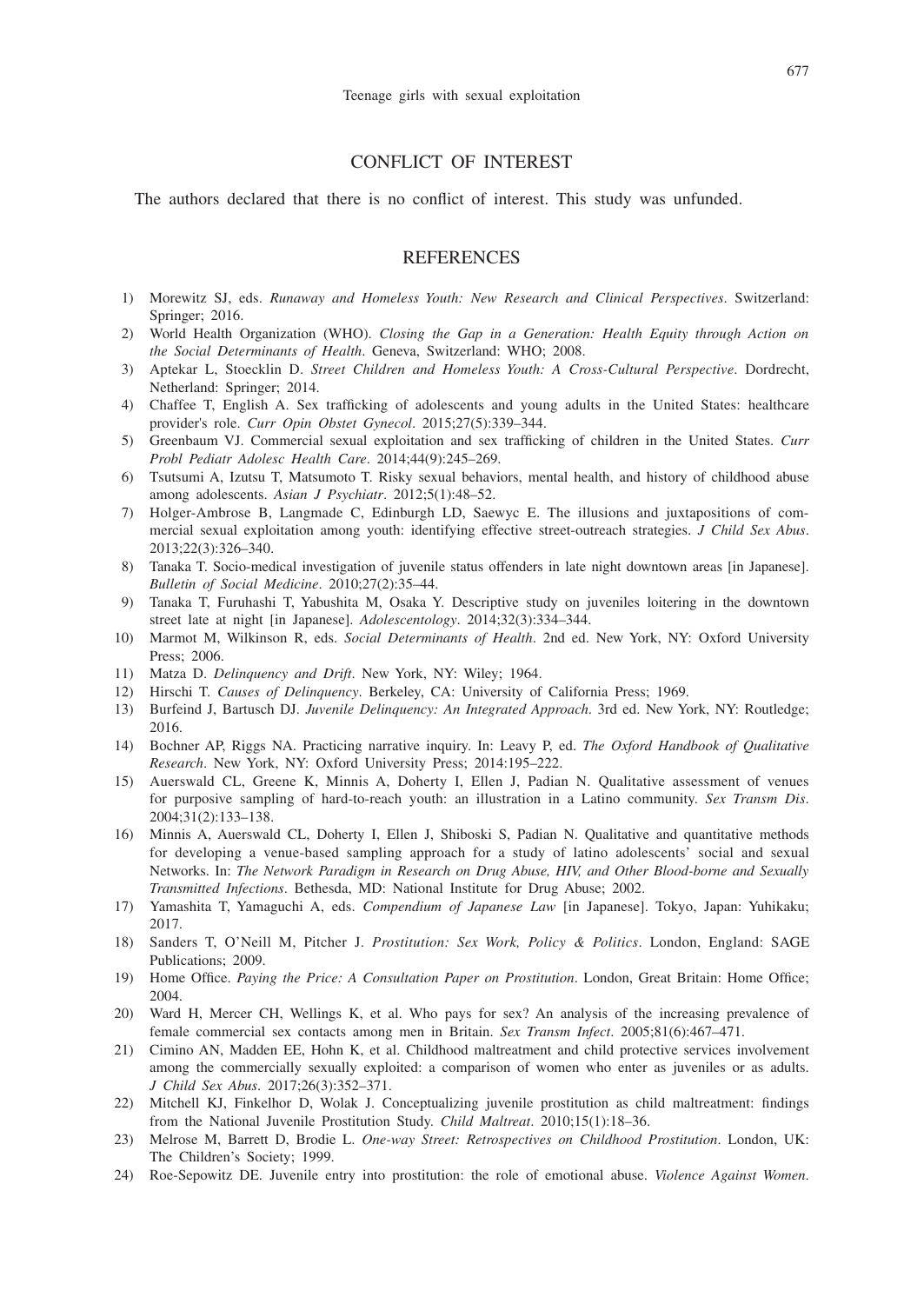## CONFLICT OF INTEREST

The authors declared that there is no conflict of interest. This study was unfunded.

## REFERENCES

1) Morewitz SJ, eds. *Runaway and Homeless Youth: New Research and Clinical Perspectives*. Switzerland: Springer; 2016.
2) World Health Organization (WHO). *Closing the Gap in a Generation: Health Equity through Action on the Social Determinants of Health*. Geneva, Switzerland: WHO; 2008.
3) Aptekar L, Stoecklin D. *Street Children and Homeless Youth: A Cross-Cultural Perspective*. Dordrecht, Netherland: Springer; 2014.
4) Chaffee T, English A. Sex trafficking of adolescents and young adults in the United States: healthcare provider's role. *Curr Opin Obstet Gynecol*. 2015;27(5):339–344.
5) Greenbaum VJ. Commercial sexual exploitation and sex trafficking of children in the United States. *Curr Probl Pediatr Adolesc Health Care*. 2014;44(9):245–269.
6) Tsutsumi A, Izutsu T, Matsumoto T. Risky sexual behaviors, mental health, and history of childhood abuse among adolescents. *Asian J Psychiatr*. 2012;5(1):48–52.
7) Holger-Ambrose B, Langmade C, Edinburgh LD, Saewyc E. The illusions and juxtapositions of commercial sexual exploitation among youth: identifying effective street-outreach strategies. *J Child Sex Abus*. 2013;22(3):326–340.
8) Tanaka T. Socio-medical investigation of juvenile status offenders in late night downtown areas [in Japanese]. *Bulletin of Social Medicine*. 2010;27(2):35–44.
9) Tanaka T, Furuhashi T, Yabushita M, Osaka Y. Descriptive study on juveniles loitering in the downtown street late at night [in Japanese]. *Adolescentology*. 2014;32(3):334–344.
10) Marmot M, Wilkinson R, eds. *Social Determinants of Health*. 2nd ed. New York, NY: Oxford University Press; 2006.
11) Matza D. *Delinquency and Drift*. New York, NY: Wiley; 1964.
12) Hirschi T. *Causes of Delinquency*. Berkeley, CA: University of California Press; 1969.
13) Burfeind J, Bartusch DJ. *Juvenile Delinquency: An Integrated Approach*. 3rd ed. New York, NY: Routledge; 2016.
14) Bochner AP, Riggs NA. Practicing narrative inquiry. In: Leavy P, ed. *The Oxford Handbook of Qualitative Research*. New York, NY: Oxford University Press; 2014:195–222.
15) Auerswald CL, Greene K, Minnis A, Doherty I, Ellen J, Padian N. Qualitative assessment of venues for purposive sampling of hard-to-reach youth: an illustration in a Latino community. *Sex Transm Dis*. 2004;31(2):133–138.
16) Minnis A, Auerswald CL, Doherty I, Ellen J, Shiboski S, Padian N. Qualitative and quantitative methods for developing a venue-based sampling approach for a study of latino adolescents' social and sexual Networks. In: *The Network Paradigm in Research on Drug Abuse, HIV, and Other Blood-borne and Sexually Transmitted Infections*. Bethesda, MD: National Institute for Drug Abuse; 2002.
17) Yamashita T, Yamaguchi A, eds. *Compendium of Japanese Law* [in Japanese]. Tokyo, Japan: Yuhikaku; 2017.
18) Sanders T, O'Neill M, Pitcher J. *Prostitution: Sex Work, Policy & Politics*. London, England: SAGE Publications; 2009.
19) Home Office. *Paying the Price: A Consultation Paper on Prostitution*. London, Great Britain: Home Office; 2004.
20) Ward H, Mercer CH, Wellings K, et al. Who pays for sex? An analysis of the increasing prevalence of female commercial sex contacts among men in Britain. *Sex Transm Infect*. 2005;81(6):467–471.
21) Cimino AN, Madden EE, Hohn K, et al. Childhood maltreatment and child protective services involvement among the commercially sexually exploited: a comparison of women who enter as juveniles or as adults. *J Child Sex Abus*. 2017;26(3):352–371.
22) Mitchell KJ, Finkelhor D, Wolak J. Conceptualizing juvenile prostitution as child maltreatment: findings from the National Juvenile Prostitution Study. *Child Maltreat*. 2010;15(1):18–36.
23) Melrose M, Barrett D, Brodie L. *One-way Street: Retrospectives on Childhood Prostitution*. London, UK: The Children's Society; 1999.
24) Roe-Sepowitz DE. Juvenile entry into prostitution: the role of emotional abuse. *Violence Against Women*.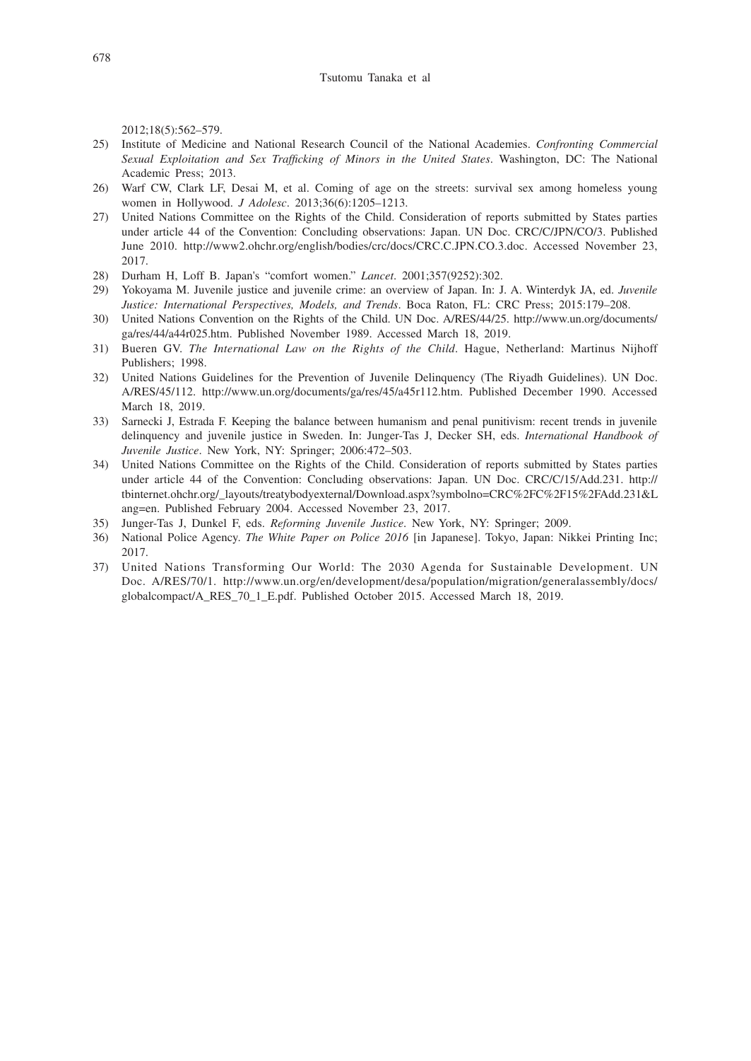2012;18(5):562–579.

25) Institute of Medicine and National Research Council of the National Academies. *Confronting Commercial Sexual Exploitation and Sex Trafficking of Minors in the United States*. Washington, DC: The National Academic Press; 2013.
26) Warf CW, Clark LF, Desai M, et al. Coming of age on the streets: survival sex among homeless young women in Hollywood. *J Adolesc*. 2013;36(6):1205–1213.
27) United Nations Committee on the Rights of the Child. Consideration of reports submitted by States parties under article 44 of the Convention: Concluding observations: Japan. UN Doc. CRC/C/JPN/CO/3. Published June 2010. http://www2.ohchr.org/english/bodies/crc/docs/CRC.C.JPN.CO.3.doc. Accessed November 23, 2017.
28) Durham H, Loff B. Japan's "comfort women." *Lancet*. 2001;357(9252):302.
29) Yokoyama M. Juvenile justice and juvenile crime: an overview of Japan. In: J. A. Winterdyk JA, ed. *Juvenile Justice: International Perspectives, Models, and Trends*. Boca Raton, FL: CRC Press; 2015:179–208.
30) United Nations Convention on the Rights of the Child. UN Doc. A/RES/44/25. http://www.un.org/documents/ga/res/44/a44r025.htm. Published November 1989. Accessed March 18, 2019.
31) Bueren GV. *The International Law on the Rights of the Child*. Hague, Netherland: Martinus Nijhoff Publishers; 1998.
32) United Nations Guidelines for the Prevention of Juvenile Delinquency (The Riyadh Guidelines). UN Doc. A/RES/45/112. http://www.un.org/documents/ga/res/45/a45r112.htm. Published December 1990. Accessed March 18, 2019.
33) Sarnecki J, Estrada F. Keeping the balance between humanism and penal punitivism: recent trends in juvenile delinquency and juvenile justice in Sweden. In: Junger-Tas J, Decker SH, eds. *International Handbook of Juvenile Justice*. New York, NY: Springer; 2006:472–503.
34) United Nations Committee on the Rights of the Child. Consideration of reports submitted by States parties under article 44 of the Convention: Concluding observations: Japan. UN Doc. CRC/C/15/Add.231. http://tbinternet.ohchr.org/_layouts/treatybodyexternal/Download.aspx?symbolno=CRC%2FC%2F15%2FAdd.231&Lang=en. Published February 2004. Accessed November 23, 2017.
35) Junger-Tas J, Dunkel F, eds. *Reforming Juvenile Justice*. New York, NY: Springer; 2009.
36) National Police Agency. *The White Paper on Police 2016* [in Japanese]. Tokyo, Japan: Nikkei Printing Inc; 2017.
37) United Nations Transforming Our World: The 2030 Agenda for Sustainable Development. UN Doc. A/RES/70/1. http://www.un.org/en/development/desa/population/migration/generalassembly/docs/globalcompact/A_RES_70_1_E.pdf. Published October 2015. Accessed March 18, 2019.